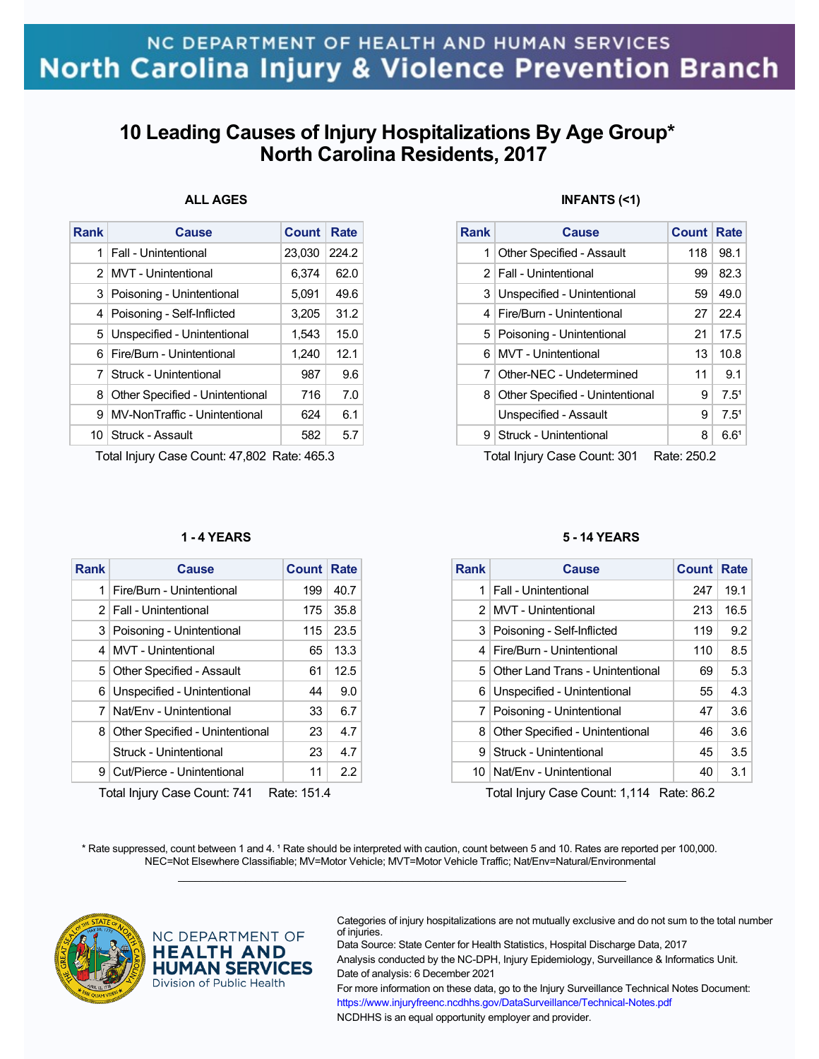NC DEPARTMENT OF HEALTH AND HUMAN SERVICES
North Carolina Injury & Violence Prevention Branch

# 10 Leading Causes of Injury Hospitalizations By Age Group* North Carolina Residents, 2017

### ALL AGES

| Rank | Cause | Count | Rate |
|---|---|---|---|
| 1 | Fall - Unintentional | 23,030 | 224.2 |
| 2 | MVT - Unintentional | 6,374 | 62.0 |
| 3 | Poisoning - Unintentional | 5,091 | 49.6 |
| 4 | Poisoning - Self-Inflicted | 3,205 | 31.2 |
| 5 | Unspecified - Unintentional | 1,543 | 15.0 |
| 6 | Fire/Burn - Unintentional | 1,240 | 12.1 |
| 7 | Struck - Unintentional | 987 | 9.6 |
| 8 | Other Specified - Unintentional | 716 | 7.0 |
| 9 | MV-NonTraffic - Unintentional | 624 | 6.1 |
| 10 | Struck - Assault | 582 | 5.7 |

Total Injury Case Count: 47,802 Rate: 465.3

### INFANTS (<1)

| Rank | Cause | Count | Rate |
|---|---|---|---|
| 1 | Other Specified - Assault | 118 | 98.1 |
| 2 | Fall - Unintentional | 99 | 82.3 |
| 3 | Unspecified - Unintentional | 59 | 49.0 |
| 4 | Fire/Burn - Unintentional | 27 | 22.4 |
| 5 | Poisoning - Unintentional | 21 | 17.5 |
| 6 | MVT - Unintentional | 13 | 10.8 |
| 7 | Other-NEC - Undetermined | 11 | 9.1 |
| 8 | Other Specified - Unintentional | 9 | 7.5[1] |
| | Unspecified - Assault | 9 | 7.5[1] |
| 9 | Struck - Unintentional | 8 | 6.6[1] |

Total Injury Case Count: 301 Rate: 250.2

### 1 - 4 YEARS

| Rank | Cause | Count | Rate |
|---|---|---|---|
| 1 | Fire/Burn - Unintentional | 199 | 40.7 |
| 2 | Fall - Unintentional | 175 | 35.8 |
| 3 | Poisoning - Unintentional | 115 | 23.5 |
| 4 | MVT - Unintentional | 65 | 13.3 |
| 5 | Other Specified - Assault | 61 | 12.5 |
| 6 | Unspecified - Unintentional | 44 | 9.0 |
| 7 | Nat/Env - Unintentional | 33 | 6.7 |
| 8 | Other Specified - Unintentional | 23 | 4.7 |
| | Struck - Unintentional | 23 | 4.7 |
| 9 | Cut/Pierce - Unintentional | 11 | 2.2 |

Total Injury Case Count: 741 Rate: 151.4

### 5 - 14 YEARS

| Rank | Cause | Count | Rate |
|---|---|---|---|
| 1 | Fall - Unintentional | 247 | 19.1 |
| 2 | MVT - Unintentional | 213 | 16.5 |
| 3 | Poisoning - Self-Inflicted | 119 | 9.2 |
| 4 | Fire/Burn - Unintentional | 110 | 8.5 |
| 5 | Other Land Trans - Unintentional | 69 | 5.3 |
| 6 | Unspecified - Unintentional | 55 | 4.3 |
| 7 | Poisoning - Unintentional | 47 | 3.6 |
| 8 | Other Specified - Unintentional | 46 | 3.6 |
| 9 | Struck - Unintentional | 45 | 3.5 |
| 10 | Nat/Env - Unintentional | 40 | 3.1 |

Total Injury Case Count: 1,114 Rate: 86.2

* Rate suppressed, count between 1 and 4. [1] Rate should be interpreted with caution, count between 5 and 10. Rates are reported per 100,000.
NEC=Not Elsewhere Classifiable; MV=Motor Vehicle; MVT=Motor Vehicle Traffic; Nat/Env=Natural/Environmental

NC DEPARTMENT OF HEALTH AND HUMAN SERVICES
Division of Public Health

Categories of injury hospitalizations are not mutually exclusive and do not sum to the total number of injuries.
Data Source: State Center for Health Statistics, Hospital Discharge Data, 2017
Analysis conducted by the NC-DPH, Injury Epidemiology, Surveillance & Informatics Unit.
Date of analysis: 6 December 2021
For more information on these data, go to the Injury Surveillance Technical Notes Document:
https://www.injuryfreenc.ncdhhs.gov/DataSurveillance/Technical-Notes.pdf
NCDHHS is an equal opportunity employer and provider.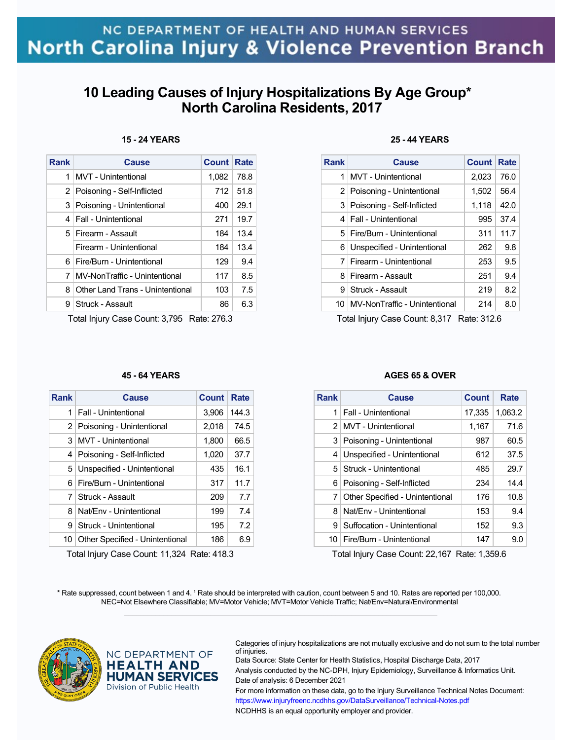NC DEPARTMENT OF HEALTH AND HUMAN SERVICES
North Carolina Injury & Violence Prevention Branch

# 10 Leading Causes of Injury Hospitalizations By Age Group* North Carolina Residents, 2017

### 15 - 24 YEARS

| Rank | Cause | Count | Rate |
|---|---|---|---|
| 1 | MVT - Unintentional | 1,082 | 78.8 |
| 2 | Poisoning - Self-Inflicted | 712 | 51.8 |
| 3 | Poisoning - Unintentional | 400 | 29.1 |
| 4 | Fall - Unintentional | 271 | 19.7 |
| 5 | Firearm - Assault | 184 | 13.4 |
| | Firearm - Unintentional | 184 | 13.4 |
| 6 | Fire/Burn - Unintentional | 129 | 9.4 |
| 7 | MV-NonTraffic - Unintentional | 117 | 8.5 |
| 8 | Other Land Trans - Unintentional | 103 | 7.5 |
| 9 | Struck - Assault | 86 | 6.3 |

Total Injury Case Count: 3,795 Rate: 276.3

### 25 - 44 YEARS

| Rank | Cause | Count | Rate |
|---|---|---|---|
| 1 | MVT - Unintentional | 2,023 | 76.0 |
| 2 | Poisoning - Unintentional | 1,502 | 56.4 |
| 3 | Poisoning - Self-Inflicted | 1,118 | 42.0 |
| 4 | Fall - Unintentional | 995 | 37.4 |
| 5 | Fire/Burn - Unintentional | 311 | 11.7 |
| 6 | Unspecified - Unintentional | 262 | 9.8 |
| 7 | Firearm - Unintentional | 253 | 9.5 |
| 8 | Firearm - Assault | 251 | 9.4 |
| 9 | Struck - Assault | 219 | 8.2 |
| 10 | MV-NonTraffic - Unintentional | 214 | 8.0 |

Total Injury Case Count: 8,317 Rate: 312.6

### 45 - 64 YEARS

| Rank | Cause | Count | Rate |
|---|---|---|---|
| 1 | Fall - Unintentional | 3,906 | 144.3 |
| 2 | Poisoning - Unintentional | 2,018 | 74.5 |
| 3 | MVT - Unintentional | 1,800 | 66.5 |
| 4 | Poisoning - Self-Inflicted | 1,020 | 37.7 |
| 5 | Unspecified - Unintentional | 435 | 16.1 |
| 6 | Fire/Burn - Unintentional | 317 | 11.7 |
| 7 | Struck - Assault | 209 | 7.7 |
| 8 | Nat/Env - Unintentional | 199 | 7.4 |
| 9 | Struck - Unintentional | 195 | 7.2 |
| 10 | Other Specified - Unintentional | 186 | 6.9 |

Total Injury Case Count: 11,324 Rate: 418.3

### AGES 65 & OVER

| Rank | Cause | Count | Rate |
|---|---|---|---|
| 1 | Fall - Unintentional | 17,335 | 1,063.2 |
| 2 | MVT - Unintentional | 1,167 | 71.6 |
| 3 | Poisoning - Unintentional | 987 | 60.5 |
| 4 | Unspecified - Unintentional | 612 | 37.5 |
| 5 | Struck - Unintentional | 485 | 29.7 |
| 6 | Poisoning - Self-Inflicted | 234 | 14.4 |
| 7 | Other Specified - Unintentional | 176 | 10.8 |
| 8 | Nat/Env - Unintentional | 153 | 9.4 |
| 9 | Suffocation - Unintentional | 152 | 9.3 |
| 10 | Fire/Burn - Unintentional | 147 | 9.0 |

Total Injury Case Count: 22,167 Rate: 1,359.6

* Rate suppressed, count between 1 and 4. ¹ Rate should be interpreted with caution, count between 5 and 10. Rates are reported per 100,000.
NEC=Not Elsewhere Classifiable; MV=Motor Vehicle; MVT=Motor Vehicle Traffic; Nat/Env=Natural/Environmental

NC DEPARTMENT OF HEALTH AND HUMAN SERVICES
Division of Public Health

Categories of injury hospitalizations are not mutually exclusive and do not sum to the total number of injuries.
Data Source: State Center for Health Statistics, Hospital Discharge Data, 2017
Analysis conducted by the NC-DPH, Injury Epidemiology, Surveillance & Informatics Unit.
Date of analysis: 6 December 2021
For more information on these data, go to the Injury Surveillance Technical Notes Document:
https://www.injuryfreenc.ncdhhs.gov/DataSurveillance/Technical-Notes.pdf
NCDHHS is an equal opportunity employer and provider.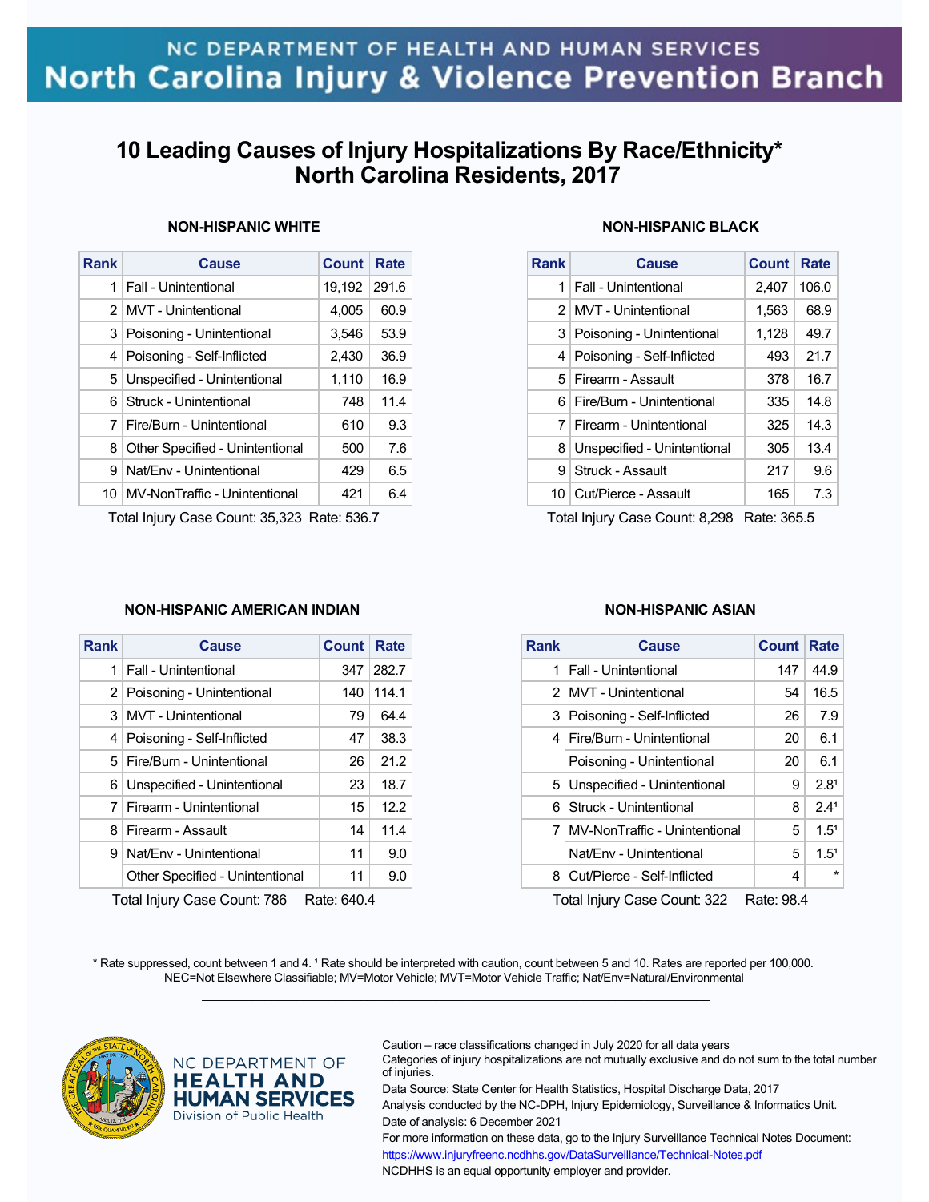NC DEPARTMENT OF HEALTH AND HUMAN SERVICES
North Carolina Injury & Violence Prevention Branch

# 10 Leading Causes of Injury Hospitalizations By Race/Ethnicity* North Carolina Residents, 2017

### NON-HISPANIC WHITE

| Rank | Cause | Count | Rate |
|---|---|---|---|
| 1 | Fall - Unintentional | 19,192 | 291.6 |
| 2 | MVT - Unintentional | 4,005 | 60.9 |
| 3 | Poisoning - Unintentional | 3,546 | 53.9 |
| 4 | Poisoning - Self-Inflicted | 2,430 | 36.9 |
| 5 | Unspecified - Unintentional | 1,110 | 16.9 |
| 6 | Struck - Unintentional | 748 | 11.4 |
| 7 | Fire/Burn - Unintentional | 610 | 9.3 |
| 8 | Other Specified - Unintentional | 500 | 7.6 |
| 9 | Nat/Env - Unintentional | 429 | 6.5 |
| 10 | MV-NonTraffic - Unintentional | 421 | 6.4 |

Total Injury Case Count: 35,323 Rate: 536.7

### NON-HISPANIC BLACK

| Rank | Cause | Count | Rate |
|---|---|---|---|
| 1 | Fall - Unintentional | 2,407 | 106.0 |
| 2 | MVT - Unintentional | 1,563 | 68.9 |
| 3 | Poisoning - Unintentional | 1,128 | 49.7 |
| 4 | Poisoning - Self-Inflicted | 493 | 21.7 |
| 5 | Firearm - Assault | 378 | 16.7 |
| 6 | Fire/Burn - Unintentional | 335 | 14.8 |
| 7 | Firearm - Unintentional | 325 | 14.3 |
| 8 | Unspecified - Unintentional | 305 | 13.4 |
| 9 | Struck - Assault | 217 | 9.6 |
| 10 | Cut/Pierce - Assault | 165 | 7.3 |

Total Injury Case Count: 8,298 Rate: 365.5

### NON-HISPANIC AMERICAN INDIAN

| Rank | Cause | Count | Rate |
|---|---|---|---|
| 1 | Fall - Unintentional | 347 | 282.7 |
| 2 | Poisoning - Unintentional | 140 | 114.1 |
| 3 | MVT - Unintentional | 79 | 64.4 |
| 4 | Poisoning - Self-Inflicted | 47 | 38.3 |
| 5 | Fire/Burn - Unintentional | 26 | 21.2 |
| 6 | Unspecified - Unintentional | 23 | 18.7 |
| 7 | Firearm - Unintentional | 15 | 12.2 |
| 8 | Firearm - Assault | 14 | 11.4 |
| 9 | Nat/Env - Unintentional | 11 | 9.0 |
| | Other Specified - Unintentional | 11 | 9.0 |

Total Injury Case Count: 786 Rate: 640.4

### NON-HISPANIC ASIAN

| Rank | Cause | Count | Rate |
|---|---|---|---|
| 1 | Fall - Unintentional | 147 | 44.9 |
| 2 | MVT - Unintentional | 54 | 16.5 |
| 3 | Poisoning - Self-Inflicted | 26 | 7.9 |
| 4 | Fire/Burn - Unintentional | 20 | 6.1 |
| | Poisoning - Unintentional | 20 | 6.1 |
| 5 | Unspecified - Unintentional | 9 | 2.8¹ |
| 6 | Struck - Unintentional | 8 | 2.4¹ |
| 7 | MV-NonTraffic - Unintentional | 5 | 1.5¹ |
| | Nat/Env - Unintentional | 5 | 1.5¹ |
| 8 | Cut/Pierce - Self-Inflicted | 4 | * |

Total Injury Case Count: 322 Rate: 98.4

\* Rate suppressed, count between 1 and 4. ¹ Rate should be interpreted with caution, count between 5 and 10. Rates are reported per 100,000.
NEC=Not Elsewhere Classifiable; MV=Motor Vehicle; MVT=Motor Vehicle Traffic; Nat/Env=Natural/Environmental

NC DEPARTMENT OF HEALTH AND HUMAN SERVICES
Division of Public Health

Caution – race classifications changed in July 2020 for all data years
Categories of injury hospitalizations are not mutually exclusive and do not sum to the total number of injuries.
Data Source: State Center for Health Statistics, Hospital Discharge Data, 2017
Analysis conducted by the NC-DPH, Injury Epidemiology, Surveillance & Informatics Unit.
Date of analysis: 6 December 2021
For more information on these data, go to the Injury Surveillance Technical Notes Document:
https://www.injuryfreenc.ncdhhs.gov/DataSurveillance/Technical-Notes.pdf
NCDHHS is an equal opportunity employer and provider.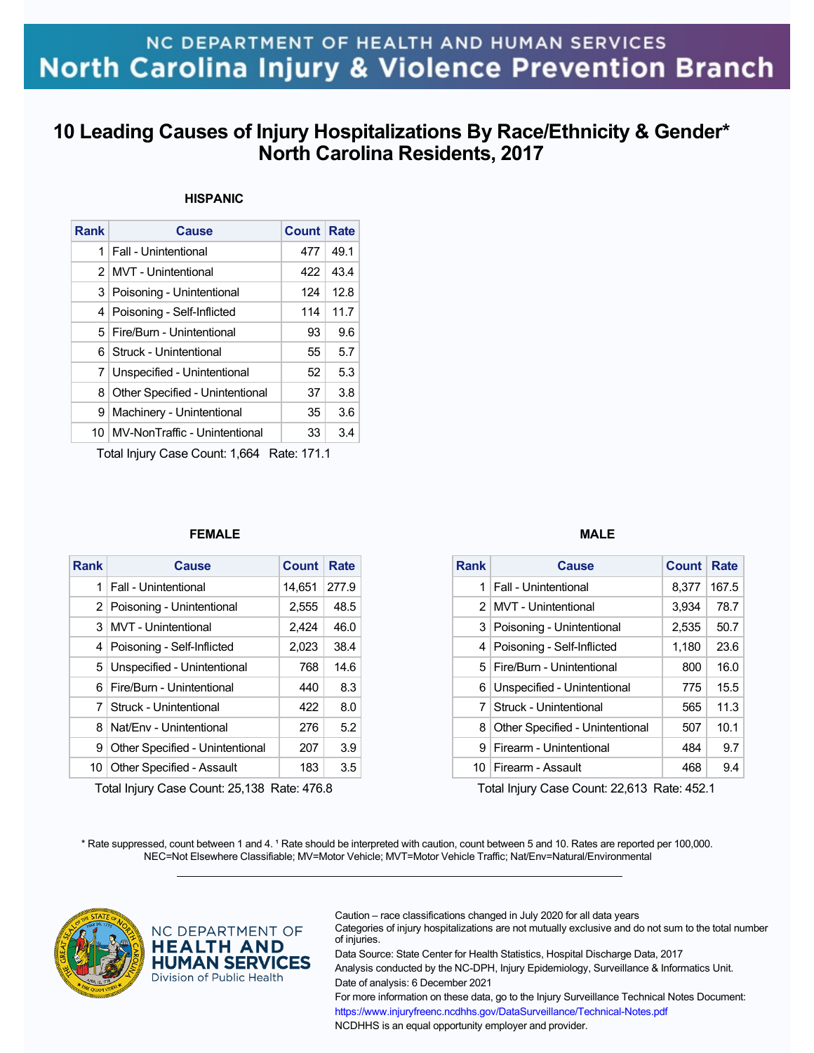NC DEPARTMENT OF HEALTH AND HUMAN SERVICES
North Carolina Injury & Violence Prevention Branch

# 10 Leading Causes of Injury Hospitalizations By Race/Ethnicity & Gender* North Carolina Residents, 2017

### HISPANIC

| Rank | Cause | Count | Rate |
|---|---|---|---|
| 1 | Fall - Unintentional | 477 | 49.1 |
| 2 | MVT - Unintentional | 422 | 43.4 |
| 3 | Poisoning - Unintentional | 124 | 12.8 |
| 4 | Poisoning - Self-Inflicted | 114 | 11.7 |
| 5 | Fire/Burn - Unintentional | 93 | 9.6 |
| 6 | Struck - Unintentional | 55 | 5.7 |
| 7 | Unspecified - Unintentional | 52 | 5.3 |
| 8 | Other Specified - Unintentional | 37 | 3.8 |
| 9 | Machinery - Unintentional | 35 | 3.6 |
| 10 | MV-NonTraffic - Unintentional | 33 | 3.4 |

Total Injury Case Count: 1,664 Rate: 171.1

### FEMALE

| Rank | Cause | Count | Rate |
|---|---|---|---|
| 1 | Fall - Unintentional | 14,651 | 277.9 |
| 2 | Poisoning - Unintentional | 2,555 | 48.5 |
| 3 | MVT - Unintentional | 2,424 | 46.0 |
| 4 | Poisoning - Self-Inflicted | 2,023 | 38.4 |
| 5 | Unspecified - Unintentional | 768 | 14.6 |
| 6 | Fire/Burn - Unintentional | 440 | 8.3 |
| 7 | Struck - Unintentional | 422 | 8.0 |
| 8 | Nat/Env - Unintentional | 276 | 5.2 |
| 9 | Other Specified - Unintentional | 207 | 3.9 |
| 10 | Other Specified - Assault | 183 | 3.5 |

Total Injury Case Count: 25,138 Rate: 476.8

### MALE

| Rank | Cause | Count | Rate |
|---|---|---|---|
| 1 | Fall - Unintentional | 8,377 | 167.5 |
| 2 | MVT - Unintentional | 3,934 | 78.7 |
| 3 | Poisoning - Unintentional | 2,535 | 50.7 |
| 4 | Poisoning - Self-Inflicted | 1,180 | 23.6 |
| 5 | Fire/Burn - Unintentional | 800 | 16.0 |
| 6 | Unspecified - Unintentional | 775 | 15.5 |
| 7 | Struck - Unintentional | 565 | 11.3 |
| 8 | Other Specified - Unintentional | 507 | 10.1 |
| 9 | Firearm - Unintentional | 484 | 9.7 |
| 10 | Firearm - Assault | 468 | 9.4 |

Total Injury Case Count: 22,613 Rate: 452.1

\* Rate suppressed, count between 1 and 4. ¹ Rate should be interpreted with caution, count between 5 and 10. Rates are reported per 100,000.
NEC=Not Elsewhere Classifiable; MV=Motor Vehicle; MVT=Motor Vehicle Traffic; Nat/Env=Natural/Environmental

NC DEPARTMENT OF HEALTH AND HUMAN SERVICES
Division of Public Health

Caution – race classifications changed in July 2020 for all data years
Categories of injury hospitalizations are not mutually exclusive and do not sum to the total number of injuries.
Data Source: State Center for Health Statistics, Hospital Discharge Data, 2017
Analysis conducted by the NC-DPH, Injury Epidemiology, Surveillance & Informatics Unit.
Date of analysis: 6 December 2021
For more information on these data, go to the Injury Surveillance Technical Notes Document:
https://www.injuryfreenc.ncdhhs.gov/DataSurveillance/Technical-Notes.pdf
NCDHHS is an equal opportunity employer and provider.